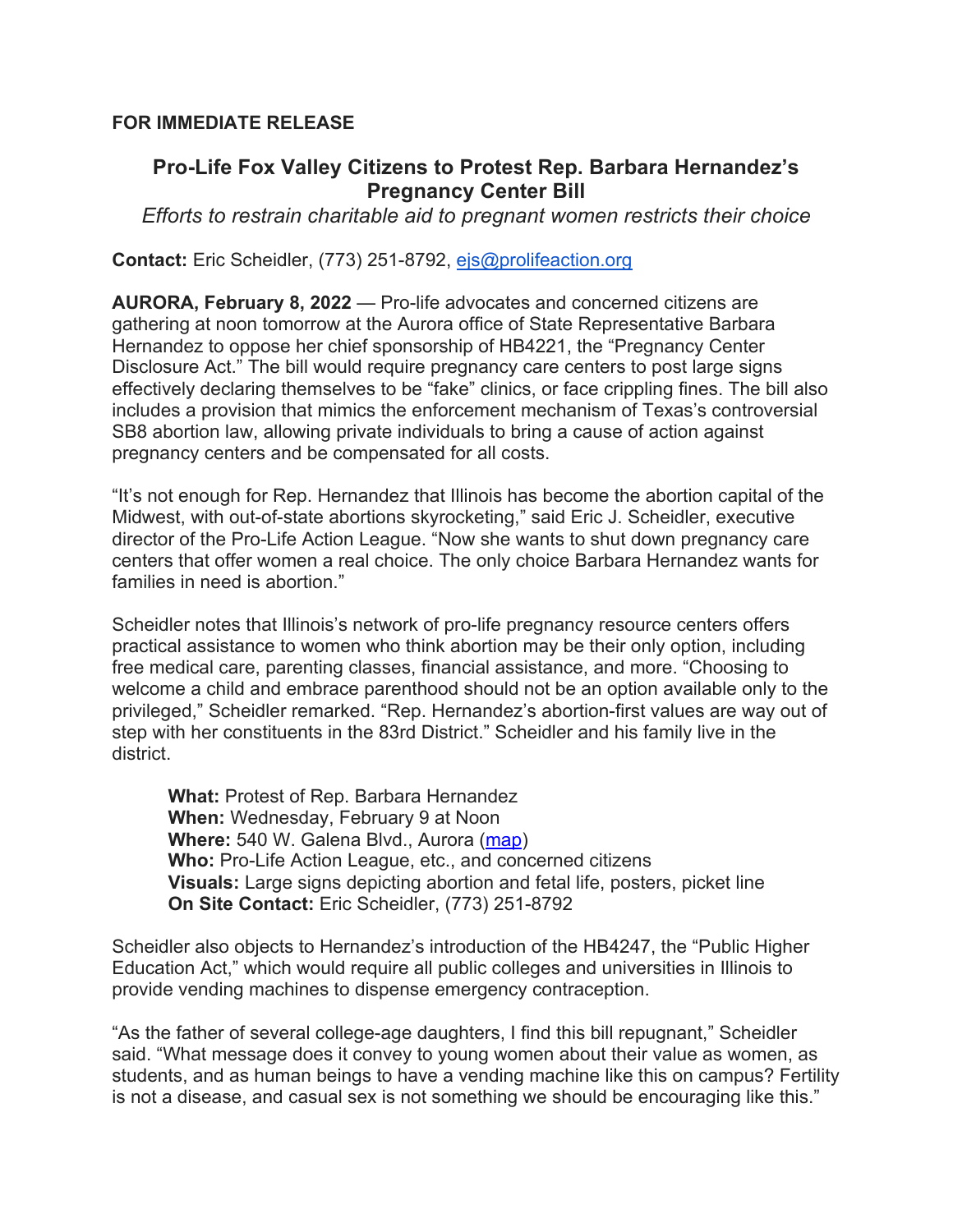**FOR IMMEDIATE RELEASE**

## Pro-Life Fox Valley Citizens to Protest Rep. Barbara Hernandez's Pregnancy Center Bill

*Efforts to restrain charitable aid to pregnant women restricts their choice*

**Contact:** Eric Scheidler, (773) 251-8792, ejs@prolifeaction.org

**AURORA, February 8, 2022** — Pro-life advocates and concerned citizens are gathering at noon tomorrow at the Aurora office of State Representative Barbara Hernandez to oppose her chief sponsorship of HB4221, the "Pregnancy Center Disclosure Act." The bill would require pregnancy care centers to post large signs effectively declaring themselves to be "fake" clinics, or face crippling fines. The bill also includes a provision that mimics the enforcement mechanism of Texas's controversial SB8 abortion law, allowing private individuals to bring a cause of action against pregnancy centers and be compensated for all costs.

"It's not enough for Rep. Hernandez that Illinois has become the abortion capital of the Midwest, with out-of-state abortions skyrocketing," said Eric J. Scheidler, executive director of the Pro-Life Action League. "Now she wants to shut down pregnancy care centers that offer women a real choice. The only choice Barbara Hernandez wants for families in need is abortion."

Scheidler notes that Illinois's network of pro-life pregnancy resource centers offers practical assistance to women who think abortion may be their only option, including free medical care, parenting classes, financial assistance, and more. "Choosing to welcome a child and embrace parenthood should not be an option available only to the privileged," Scheidler remarked. "Rep. Hernandez's abortion-first values are way out of step with her constituents in the 83rd District." Scheidler and his family live in the district.

> **What:** Protest of Rep. Barbara Hernandez
> **When:** Wednesday, February 9 at Noon
> **Where:** 540 W. Galena Blvd., Aurora (map)
> **Who:** Pro-Life Action League, etc., and concerned citizens
> **Visuals:** Large signs depicting abortion and fetal life, posters, picket line
> **On Site Contact:** Eric Scheidler, (773) 251-8792

Scheidler also objects to Hernandez's introduction of the HB4247, the "Public Higher Education Act," which would require all public colleges and universities in Illinois to provide vending machines to dispense emergency contraception.

"As the father of several college-age daughters, I find this bill repugnant," Scheidler said. "What message does it convey to young women about their value as women, as students, and as human beings to have a vending machine like this on campus? Fertility is not a disease, and casual sex is not something we should be encouraging like this."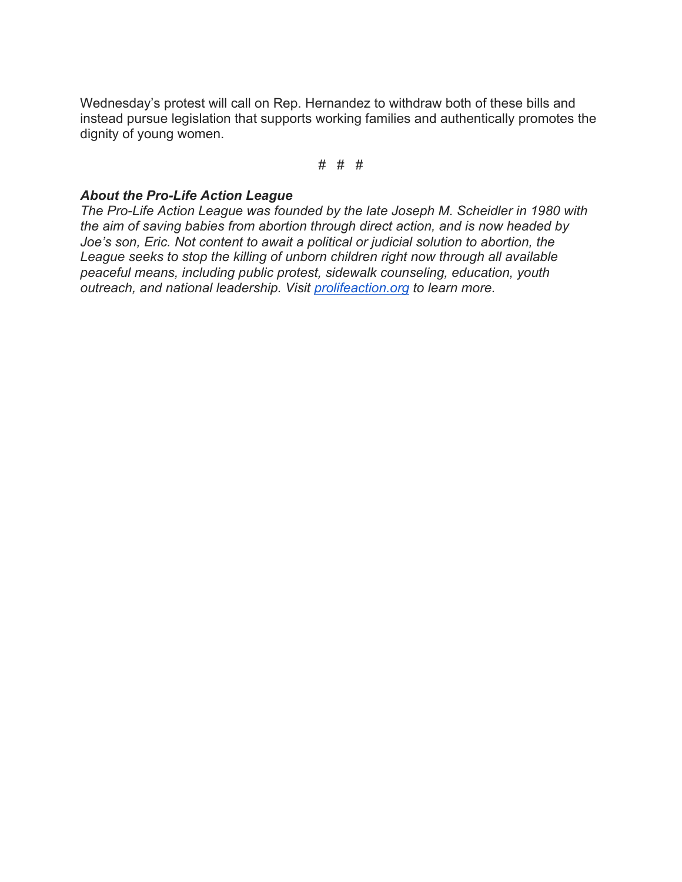Wednesday's protest will call on Rep. Hernandez to withdraw both of these bills and instead pursue legislation that supports working families and authentically promotes the dignity of young women.

# # #

***About the Pro-Life Action League***
*The Pro-Life Action League was founded by the late Joseph M. Scheidler in 1980 with the aim of saving babies from abortion through direct action, and is now headed by Joe's son, Eric. Not content to await a political or judicial solution to abortion, the League seeks to stop the killing of unborn children right now through all available peaceful means, including public protest, sidewalk counseling, education, youth outreach, and national leadership. Visit [prolifeaction.org](prolifeaction.org) to learn more.*